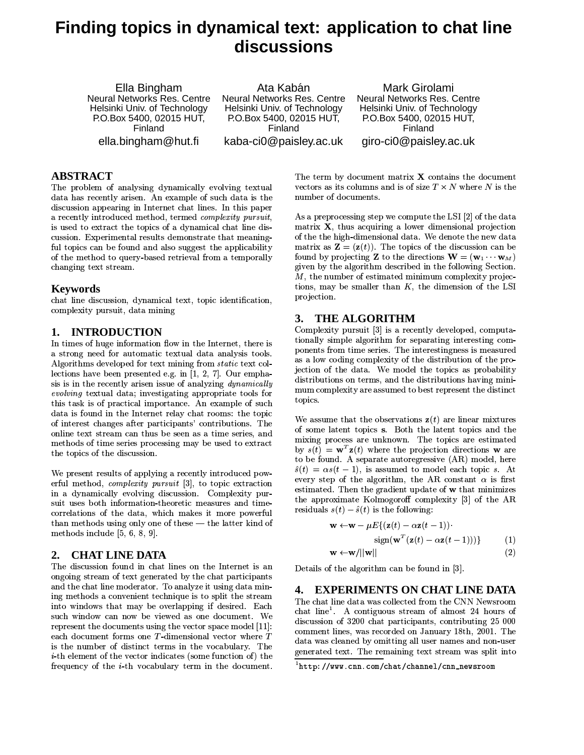# Finding topics in dynamical text: application to chat line discussions

Ella Bingham
Neural Networks Res. Centre
Helsinki Univ. of Technology
P.O.Box 5400, 02015 HUT, Finland
ella.bingham@hut.fi

Ata Kabán
Neural Networks Res. Centre
Helsinki Univ. of Technology
P.O.Box 5400, 02015 HUT, Finland
kaba-ci0@paisley.ac.uk

Mark Girolami
Neural Networks Res. Centre
Helsinki Univ. of Technology
P.O.Box 5400, 02015 HUT, Finland
giro-ci0@paisley.ac.uk

## ABSTRACT

The problem of analysing dynamically evolving textual data has recently arisen. An example of such data is the discussion appearing in Internet chat lines. In this paper a recently introduced method, termed *complexity pursuit*, is used to extract the topics of a dynamical chat line discussion. Experimental results demonstrate that meaningful topics can be found and also suggest the applicability of the method to query-based retrieval from a temporally changing text stream.

### Keywords

chat line discussion, dynamical text, topic identification, complexity pursuit, data mining

## 1. INTRODUCTION

In times of huge information flow in the Internet, there is a strong need for automatic textual data analysis tools. Algorithms developed for text mining from *static* text collections have been presented e.g. in [1, 2, 7]. Our emphasis is in the recently arisen issue of analyzing *dynamically evolving* textual data; investigating appropriate tools for this task is of practical importance. An example of such data is found in the Internet relay chat rooms: the topic of interest changes after participants' contributions. The online text stream can thus be seen as a time series, and methods of time series processing may be used to extract the topics of the discussion.

We present results of applying a recently introduced powerful method, *complexity pursuit* [3], to topic extraction in a dynamically evolving discussion. Complexity pursuit uses both information-theoretic measures and time-correlations of the data, which makes it more powerful than methods using only one of these — the latter kind of methods include [5, 6, 8, 9].

## 2. CHAT LINE DATA

The discussion found in chat lines on the Internet is an ongoing stream of text generated by the chat participants and the chat line moderator. To analyze it using data mining methods a convenient technique is to split the stream into windows that may be overlapping if desired. Each such window can now be viewed as one document. We represent the documents using the vector space model [11]: each document forms one $T$-dimensional vector where $T$ is the number of distinct terms in the vocabulary. The $i$-th element of the vector indicates (some function of) the frequency of the $i$-th vocabulary term in the document. The term by document matrix $\mathbf{X}$ contains the document vectors as its columns and is of size $T \times N$ where $N$ is the number of documents.

As a preprocessing step we compute the LSI [2] of the data matrix $\mathbf{X}$, thus acquiring a lower dimensional projection of the the high-dimensional data. We denote the new data matrix as $\mathbf{Z} = (\mathbf{z}(t))$. The topics of the discussion can be found by projecting $\mathbf{Z}$ to the directions $\mathbf{W} = (\mathbf{w}_1 \cdots \mathbf{w}_M)$ given by the algorithm described in the following Section. $M$, the number of estimated minimum complexity projections, may be smaller than $K$, the dimension of the LSI projection.

## 3. THE ALGORITHM

Complexity pursuit [3] is a recently developed, computationally simple algorithm for separating interesting components from time series. The interestingness is measured as a low coding complexity of the distribution of the projection of the data. We model the topics as probability distributions on terms, and the distributions having minimum complexity are assumed to best represent the distinct topics.

We assume that the observations $\mathbf{z}(t)$ are linear mixtures of some latent topics $\mathbf{s}$. Both the latent topics and the mixing process are unknown. The topics are estimated by $s(t) = \mathbf{w}^T \mathbf{z}(t)$ where the projection directions $\mathbf{w}$ are to be found. A separate autoregressive (AR) model, here $\hat{s}(t) = \alpha s(t-1)$, is assumed to model each topic $s$. At every step of the algorithm, the AR constant $\alpha$ is first estimated. Then the gradient update of $\mathbf{w}$ that minimizes the approximate Kolmogoroff complexity [3] of the AR residuals $s(t) - \hat{s}(t)$ is the following:

$$\mathbf{w} \leftarrow \mathbf{w} - \mu E\{(\mathbf{z}(t) - \alpha \mathbf{z}(t-1)) \cdot \operatorname{sign}(\mathbf{w}^T(\mathbf{z}(t) - \alpha \mathbf{z}(t-1)))\} \qquad (1)$$

$$\mathbf{w} \leftarrow \mathbf{w} / ||\mathbf{w}|| \qquad (2)$$

Details of the algorithm can be found in [3].

## 4. EXPERIMENTS ON CHAT LINE DATA

The chat line data was collected from the CNN Newsroom chat line[1]. A contiguous stream of almost 24 hours of discussion of 3200 chat participants, contributing 25 000 comment lines, was recorded on January 18th, 2001. The data was cleaned by omitting all user names and non-user generated text. The remaining text stream was split into

[1] `http://www.cnn.com/chat/channel/cnn_newsroom`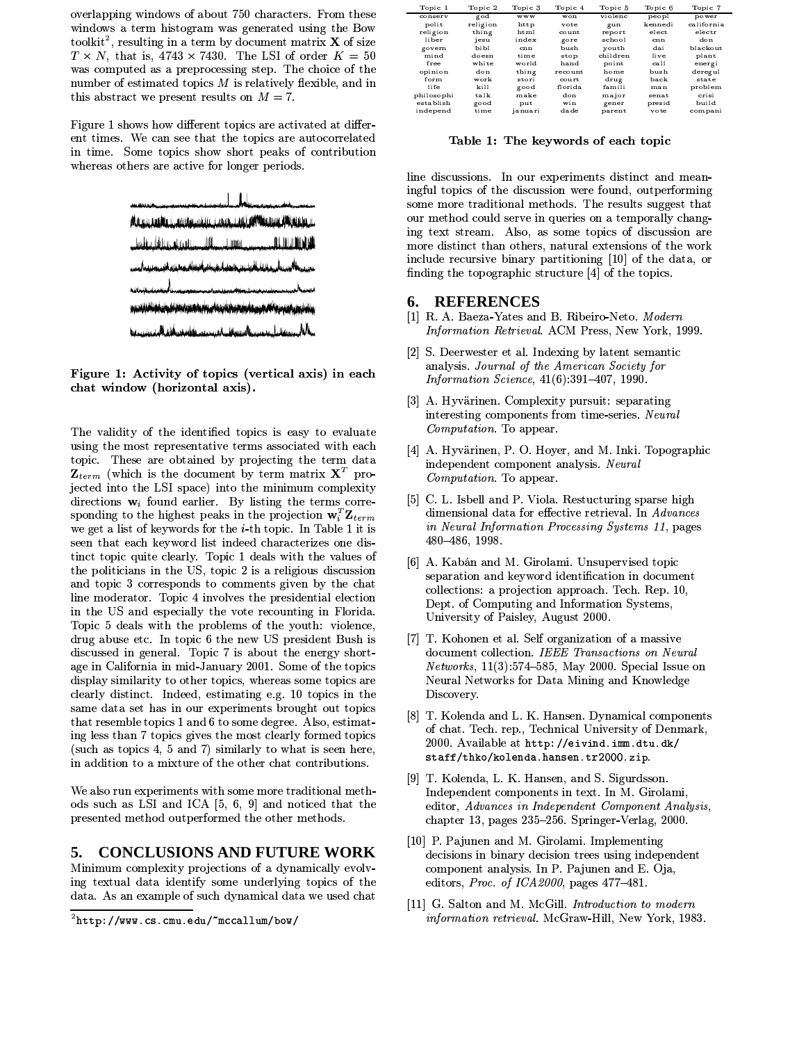overlapping windows of about 750 characters. From these windows a term histogram was generated using the Bow toolkit[2], resulting in a term by document matrix $\mathbf{X}$ of size $T \times N$, that is, $4743 \times 7430$. The LSI of order $K = 50$ was computed as a preprocessing step. The choice of the number of estimated topics $M$ is relatively flexible, and in this abstract we present results on $M = 7$.

Figure 1 shows how different topics are activated at different times. We can see that the topics are autocorrelated in time. Some topics show short peaks of contribution whereas others are active for longer periods.

**Figure 1: Activity of topics (vertical axis) in each chat window (horizontal axis).**

The validity of the identified topics is easy to evaluate using the most representative terms associated with each topic. These are obtained by projecting the term data $\mathbf{Z}_{term}$ (which is the document by term matrix $\mathbf{X}^T$ projected into the LSI space) into the minimum complexity directions $\mathbf{w}_i$ found earlier. By listing the terms corresponding to the highest peaks in the projection $\mathbf{w}_i^T \mathbf{Z}_{term}$ we get a list of keywords for the $i$-th topic. In Table 1 it is seen that each keyword list indeed characterizes one distinct topic quite clearly. Topic 1 deals with the values of the politicians in the US, topic 2 is a religious discussion and topic 3 corresponds to comments given by the chat line moderator. Topic 4 involves the presidential election in the US and especially the vote recounting in Florida. Topic 5 deals with the problems of the youth: violence, drug abuse etc. In topic 6 the new US president Bush is discussed in general. Topic 7 is about the energy shortage in California in mid-January 2001. Some of the topics display similarity to other topics, whereas some topics are clearly distinct. Indeed, estimating e.g. 10 topics in the same data set has in our experiments brought out topics that resemble topics 1 and 6 to some degree. Also, estimating less than 7 topics gives the most clearly formed topics (such as topics 4, 5 and 7) similarly to what is seen here, in addition to a mixture of the other chat contributions.

We also run experiments with some more traditional methods such as LSI and ICA [5, 6, 9] and noticed that the presented method outperformed the other methods.

## 5. CONCLUSIONS AND FUTURE WORK

Minimum complexity projections of a dynamically evolving textual data identify some underlying topics of the data. As an example of such dynamical data we used chat line discussions. In our experiments distinct and meaningful topics of the discussion were found, outperforming some more traditional methods. The results suggest that our method could serve in queries on a temporally changing text stream. Also, as some topics of discussion are more distinct than others, natural extensions of the work include recursive binary partitioning [10] of the data, or finding the topographic structure [4] of the topics.

[2] `http://www.cs.cmu.edu/~mccallum/bow/`

| Topic 1 | Topic 2 | Topic 3 | Topic 4 | Topic 5 | Topic 6 | Topic 7 |
|---|---|---|---|---|---|---|
| conserv | god | www | won | violenc | peopl | power |
| polit | religion | http | vote | gun | kennedi | california |
| religion | thing | html | count | report | elect | electr |
| liber | jesu | index | gore | school | cnn | don |
| govern | bibl | cnn | bush | youth | dai | blackout |
| mind | doesn | time | stop | children | live | plant |
| free | white | world | hand | point | call | energi |
| opinion | don | thing | recount | home | bush | deregul |
| form | work | stori | court | drug | back | state |
| life | kill | good | florida | famili | man | problem |
| philosophi | talk | make | don | major | senat | crisi |
| establish | good | put | win | gener | presid | build |
| independ | time | januari | dade | parent | vote | compani |

**Table 1: The keywords of each topic**

## 6. REFERENCES

[1] R. A. Baeza-Yates and B. Ribeiro-Neto. *Modern Information Retrieval*. ACM Press, New York, 1999.

[2] S. Deerwester et al. Indexing by latent semantic analysis. *Journal of the American Society for Information Science*, 41(6):391–407, 1990.

[3] A. Hyvärinen. Complexity pursuit: separating interesting components from time-series. *Neural Computation*. To appear.

[4] A. Hyvärinen, P. O. Hoyer, and M. Inki. Topographic independent component analysis. *Neural Computation*. To appear.

[5] C. L. Isbell and P. Viola. Restucturing sparse high dimensional data for effective retrieval. In *Advances in Neural Information Processing Systems 11*, pages 480–486, 1998.

[6] A. Kabán and M. Girolami. Unsupervised topic separation and keyword identification in document collections: a projection approach. Tech. Rep. 10, Dept. of Computing and Information Systems, University of Paisley, August 2000.

[7] T. Kohonen et al. Self organization of a massive document collection. *IEEE Transactions on Neural Networks*, 11(3):574–585, May 2000. Special Issue on Neural Networks for Data Mining and Knowledge Discovery.

[8] T. Kolenda and L. K. Hansen. Dynamical components of chat. Tech. rep., Technical University of Denmark, 2000. Available at `http://eivind.imm.dtu.dk/staff/thko/kolenda.hansen.tr2000.zip`.

[9] T. Kolenda, L. K. Hansen, and S. Sigurdsson. Independent components in text. In M. Girolami, editor, *Advances in Independent Component Analysis*, chapter 13, pages 235–256. Springer-Verlag, 2000.

[10] P. Pajunen and M. Girolami. Implementing decisions in binary decision trees using independent component analysis. In P. Pajunen and E. Oja, editors, *Proc. of ICA2000*, pages 477–481.

[11] G. Salton and M. McGill. *Introduction to modern information retrieval*. McGraw-Hill, New York, 1983.